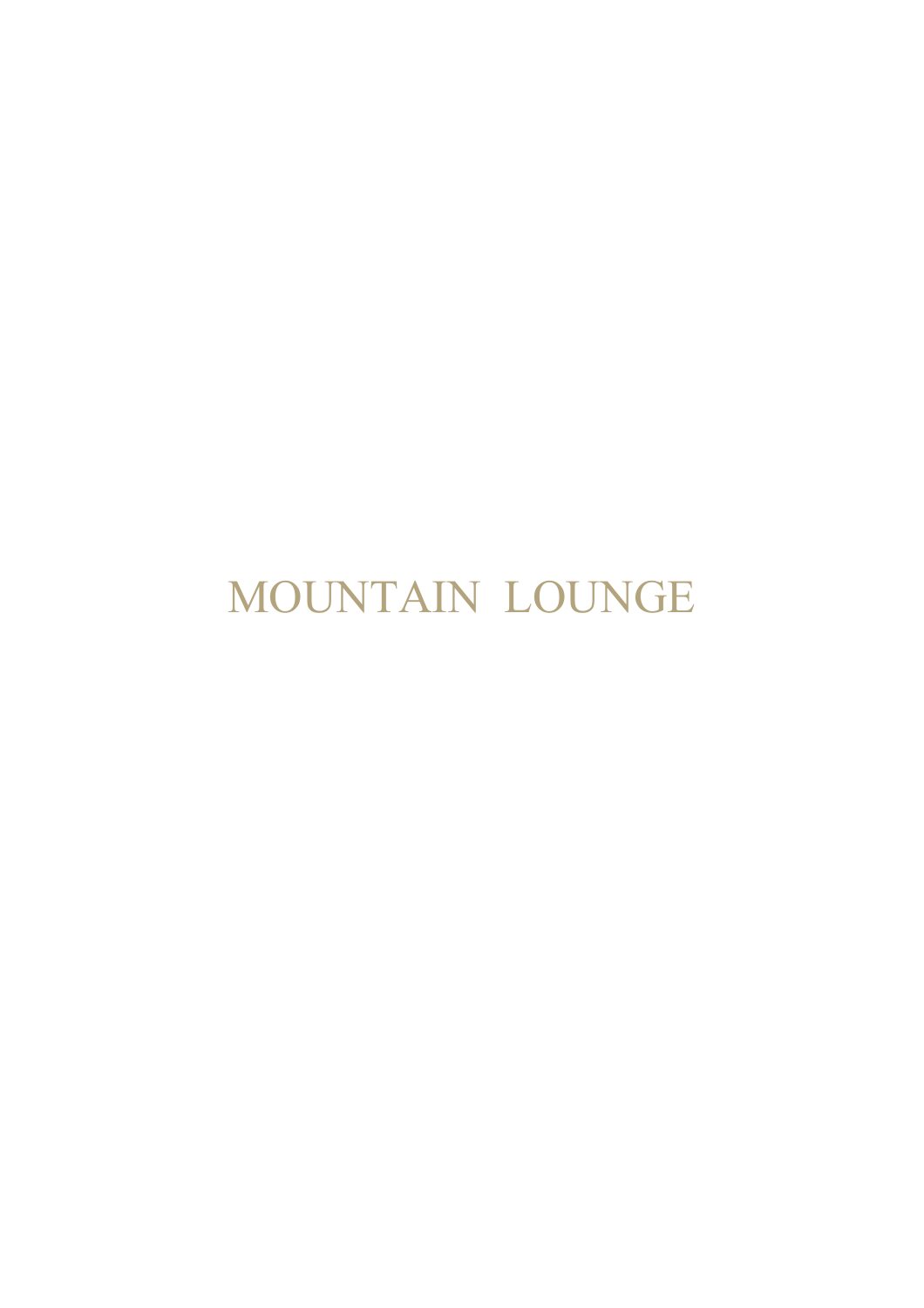# MOUNTAIN LOUNGE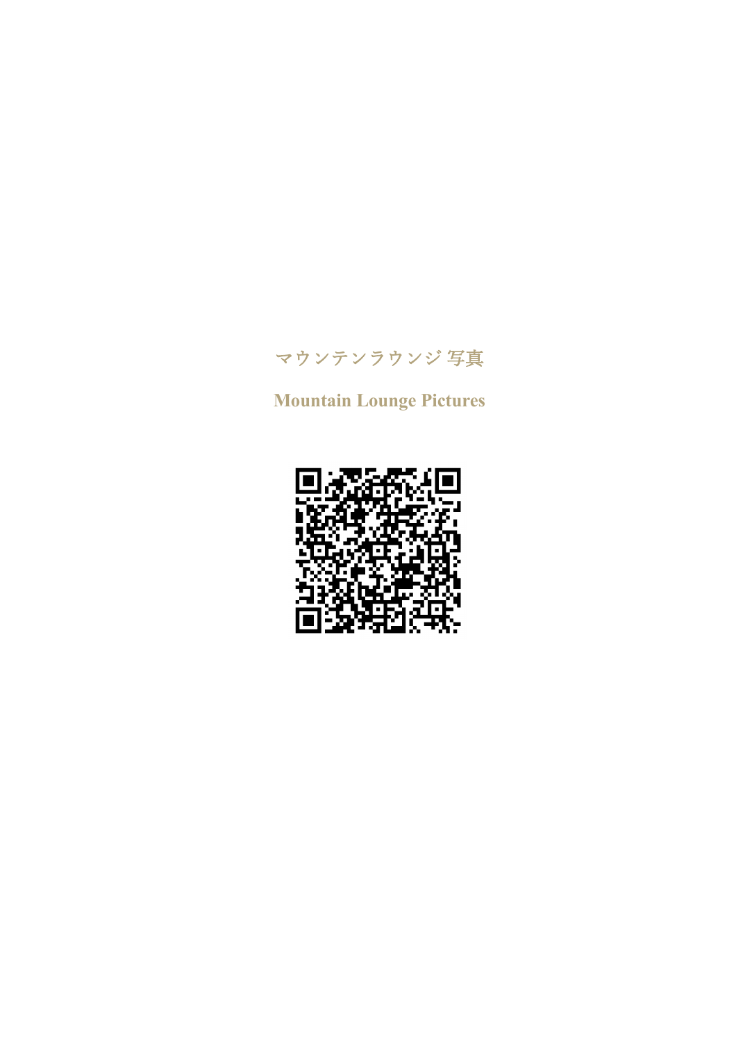マウンテンラウンジ 写真

**Mountain Lounge Pictures**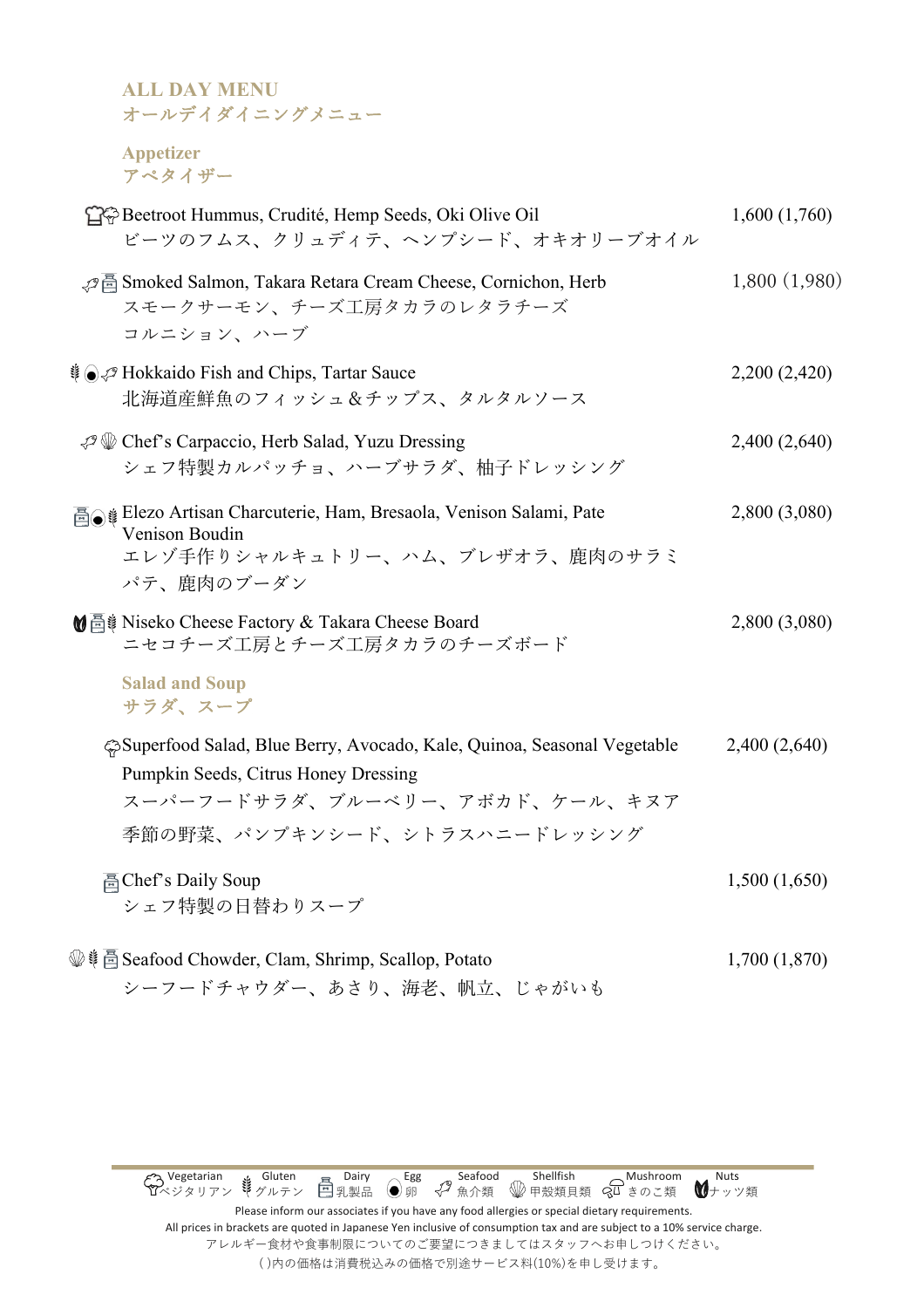## ALL DAY MENU
## オールデイダイニングメニュー

### Appetizer
### アペタイザー

| Item | Price |
|---|---|
| Beetroot Hummus, Crudité, Hemp Seeds, Oki Olive Oil<br>ビーツのフムス、クリュディテ、ヘンプシード、オキオリーブオイル | 1,600 (1,760) |
| Smoked Salmon, Takara Retara Cream Cheese, Cornichon, Herb<br>スモークサーモン、チーズ工房タカラのレタラチーズ<br>コルニション、ハーブ | 1,800 (1,980) |
| Hokkaido Fish and Chips, Tartar Sauce<br>北海道産鮮魚のフィッシュ&チップス、タルタルソース | 2,200 (2,420) |
| Chef's Carpaccio, Herb Salad, Yuzu Dressing<br>シェフ特製カルパッチョ、ハーブサラダ、柚子ドレッシング | 2,400 (2,640) |
| Elezo Artisan Charcuterie, Ham, Bresaola, Venison Salami, Pate<br>Venison Boudin<br>エレゾ手作りシャルキュトリー、ハム、ブレザオラ、鹿肉のサラミ<br>パテ、鹿肉のブーダン | 2,800 (3,080) |
| Niseko Cheese Factory & Takara Cheese Board<br>ニセコチーズ工房とチーズ工房タカラのチーズボード | 2,800 (3,080) |

### Salad and Soup
### サラダ、スープ

| Item | Price |
|---|---|
| Superfood Salad, Blue Berry, Avocado, Kale, Quinoa, Seasonal Vegetable<br>Pumpkin Seeds, Citrus Honey Dressing<br>スーパーフードサラダ、ブルーベリー、アボカド、ケール、キヌア<br>季節の野菜、パンプキンシード、シトラスハニードレッシング | 2,400 (2,640) |
| Chef's Daily Soup<br>シェフ特製の日替わりスープ | 1,500 (1,650) |
| Seafood Chowder, Clam, Shrimp, Scallop, Potato<br>シーフードチャウダー、あさり、海老、帆立、じゃがいも | 1,700 (1,870) |

Vegetarian ベジタリアン　Gluten グルテン　Dairy 乳製品　Egg 卵　Seafood 魚介類　Shellfish 甲殻類貝類　Mushroom きのこ類　Nuts ナッツ類

Please inform our associates if you have any food allergies or special dietary requirements.
All prices in brackets are quoted in Japanese Yen inclusive of consumption tax and are subject to a 10% service charge.
アレルギー食材や食事制限についてのご要望につきましてはスタッフへお申しつけください。
( )内の価格は消費税込みの価格で別途サービス料(10%)を申し受けます。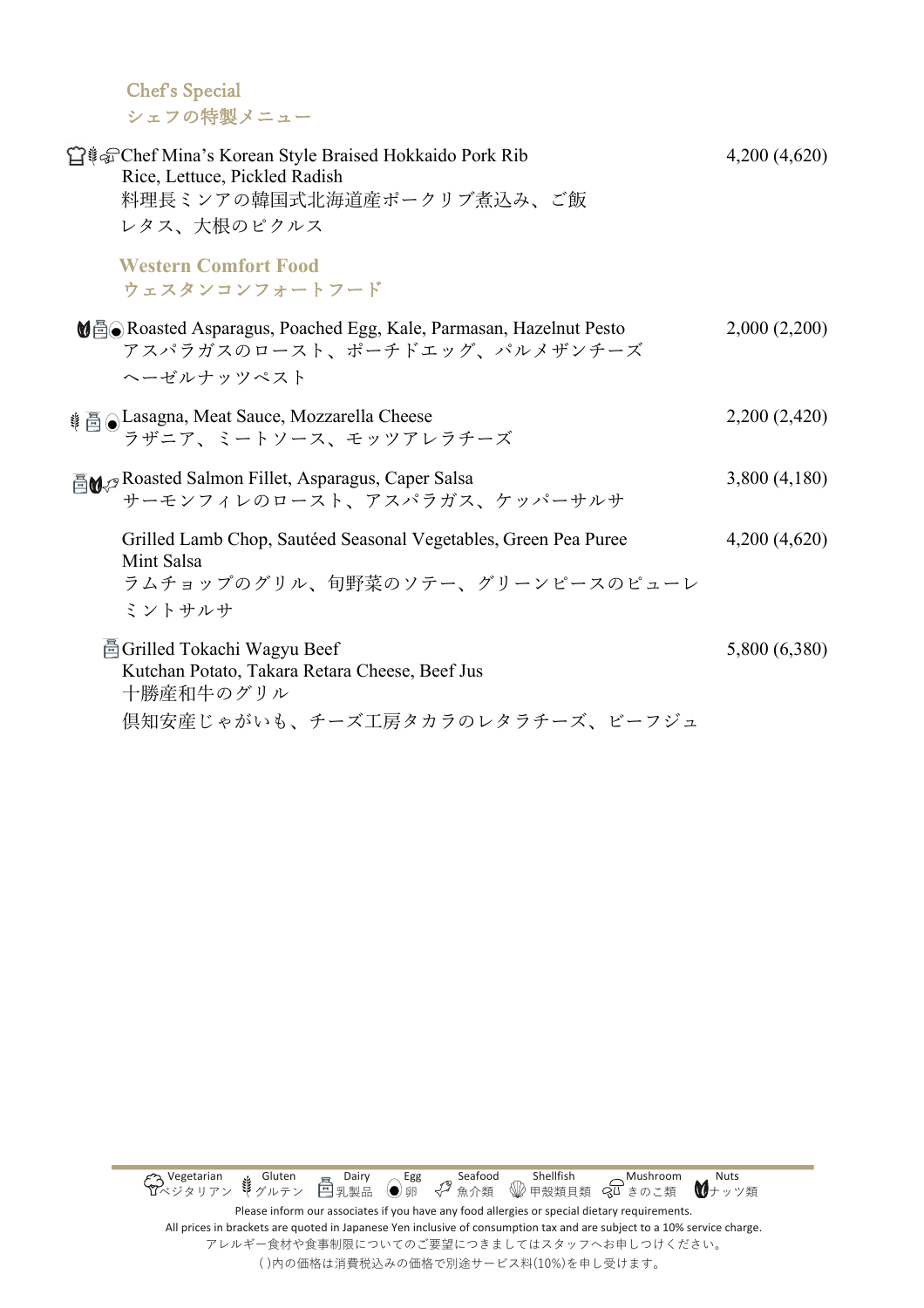## Chef's Special
## シェフの特製メニュー

Chef Mina's Korean Style Braised Hokkaido Pork Rib — 4,200 (4,620)
Rice, Lettuce, Pickled Radish
料理長ミンアの韓国式北海道産ポークリブ煮込み、ご飯
レタス、大根のピクルス

## Western Comfort Food
## ウェスタンコンフォートフード

Roasted Asparagus, Poached Egg, Kale, Parmasan, Hazelnut Pesto — 2,000 (2,200)
アスパラガスのロースト、ポーチドエッグ、パルメザンチーズ
ヘーゼルナッツペスト

Lasagna, Meat Sauce, Mozzarella Cheese — 2,200 (2,420)
ラザニア、ミートソース、モッツアレラチーズ

Roasted Salmon Fillet, Asparagus, Caper Salsa — 3,800 (4,180)
サーモンフィレのロースト、アスパラガス、ケッパーサルサ

Grilled Lamb Chop, Sautéed Seasonal Vegetables, Green Pea Puree — 4,200 (4,620)
Mint Salsa
ラムチョップのグリル、旬野菜のソテー、グリーンピースのピューレ
ミントサルサ

Grilled Tokachi Wagyu Beef — 5,800 (6,380)
Kutchan Potato, Takara Retara Cheese, Beef Jus
十勝産和牛のグリル
倶知安産じゃがいも、チーズ工房タカラのレタラチーズ、ビーフジュ

Vegetarian ベジタリアン | Gluten グルテン | Dairy 乳製品 | Egg 卵 | Seafood 魚介類 | Shellfish 甲殻類貝類 | Mushroom きのこ類 | Nuts ナッツ類

Please inform our associates if you have any food allergies or special dietary requirements.
All prices in brackets are quoted in Japanese Yen inclusive of consumption tax and are subject to a 10% service charge.
アレルギー食材や食事制限についてのご要望につきましてはスタッフへお申しつけください。
( )内の価格は消費税込みの価格で別途サービス料(10%)を申し受けます。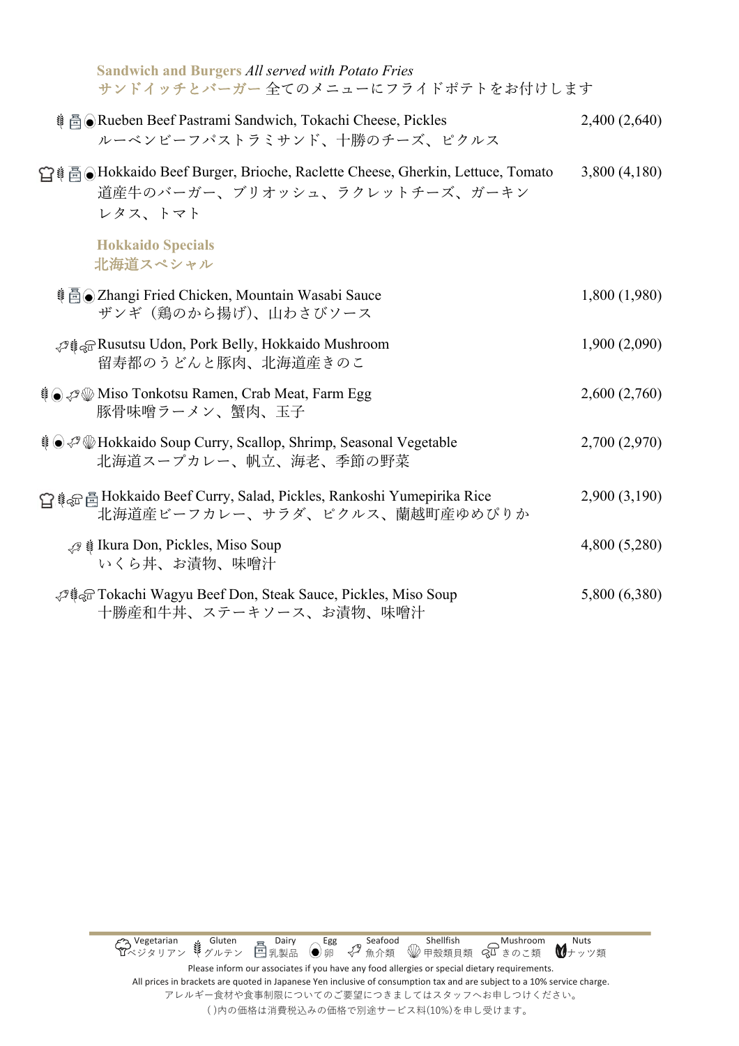## Sandwich and Burgers *All served with Potato Fries*
## サンドイッチとバーガー 全てのメニューにフライドポテトをお付けします

Rueben Beef Pastrami Sandwich, Tokachi Cheese, Pickles — 2,400 (2,640)
ルーベンビーフパストラミサンド、十勝のチーズ、ピクルス

Hokkaido Beef Burger, Brioche, Raclette Cheese, Gherkin, Lettuce, Tomato — 3,800 (4,180)
道産牛のバーガー、ブリオッシュ、ラクレットチーズ、ガーキン
レタス、トマト

## Hokkaido Specials
## 北海道スペシャル

Zhangi Fried Chicken, Mountain Wasabi Sauce — 1,800 (1,980)
ザンギ（鶏のから揚げ）、山わさびソース

Rusutsu Udon, Pork Belly, Hokkaido Mushroom — 1,900 (2,090)
留寿都のうどんと豚肉、北海道産きのこ

Miso Tonkotsu Ramen, Crab Meat, Farm Egg — 2,600 (2,760)
豚骨味噌ラーメン、蟹肉、玉子

Hokkaido Soup Curry, Scallop, Shrimp, Seasonal Vegetable — 2,700 (2,970)
北海道スープカレー、帆立、海老、季節の野菜

Hokkaido Beef Curry, Salad, Pickles, Rankoshi Yumepirika Rice — 2,900 (3,190)
北海道産ビーフカレー、サラダ、ピクルス、蘭越町産ゆめぴりか

Ikura Don, Pickles, Miso Soup — 4,800 (5,280)
いくら丼、お漬物、味噌汁

Tokachi Wagyu Beef Don, Steak Sauce, Pickles, Miso Soup — 5,800 (6,380)
十勝産和牛丼、ステーキソース、お漬物、味噌汁

---

Vegetarian ベジタリアン | Gluten グルテン | Dairy 乳製品 | Egg 卵 | Seafood 魚介類 | Shellfish 甲殻類貝類 | Mushroom きのこ類 | Nuts ナッツ類

Please inform our associates if you have any food allergies or special dietary requirements.
All prices in brackets are quoted in Japanese Yen inclusive of consumption tax and are subject to a 10% service charge.
アレルギー食材や食事制限についてのご要望につきましてはスタッフへお申しつけください。
( )内の価格は消費税込みの価格で別途サービス料(10%)を申し受けます。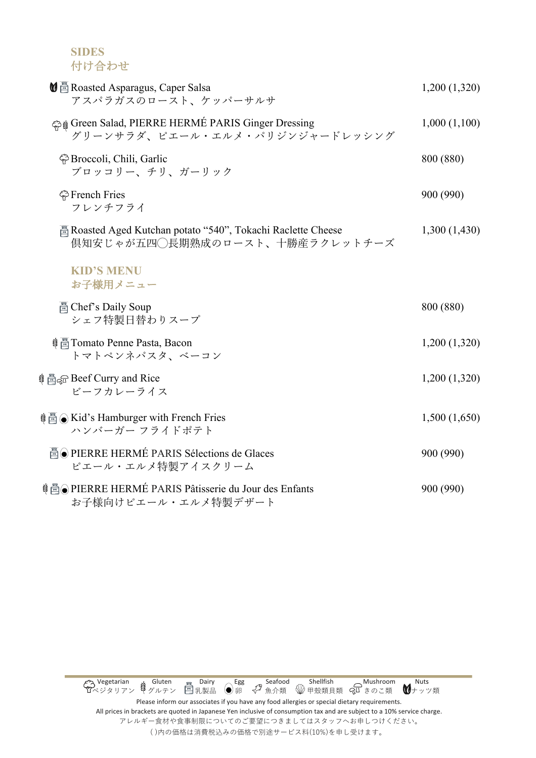## SIDES
## 付け合わせ

| Item | Price |
|---|---|
| Roasted Asparagus, Caper Salsa<br>アスパラガスのロースト、ケッパーサルサ | 1,200 (1,320) |
| Green Salad, PIERRE HERMÉ PARIS Ginger Dressing<br>グリーンサラダ、ピエール・エルメ・パリジンジャードレッシング | 1,000 (1,100) |
| Broccoli, Chili, Garlic<br>ブロッコリー、チリ、ガーリック | 800 (880) |
| French Fries<br>フレンチフライ | 900 (990) |
| Roasted Aged Kutchan potato “540”, Tokachi Raclette Cheese<br>倶知安じゃが五四〇長期熟成のロースト、十勝産ラクレットチーズ | 1,300 (1,430) |

## KID’S MENU
## お子様用メニュー

| Item | Price |
|---|---|
| Chef’s Daily Soup<br>シェフ特製日替わりスープ | 800 (880) |
| Tomato Penne Pasta, Bacon<br>トマトペンネパスタ、ベーコン | 1,200 (1,320) |
| Beef Curry and Rice<br>ビーフカレーライス | 1,200 (1,320) |
| Kid’s Hamburger with French Fries<br>ハンバーガー フライドポテト | 1,500 (1,650) |
| PIERRE HERMÉ PARIS Sélections de Glaces<br>ピエール・エルメ特製アイスクリーム | 900 (990) |
| PIERRE HERMÉ PARIS Pâtisserie du Jour des Enfants<br>お子様向けピエール・エルメ特製デザート | 900 (990) |

Vegetarian ベジタリアン　Gluten グルテン　Dairy 乳製品　Egg 卵　Seafood 魚介類　Shellfish 甲殻類貝類　Mushroom きのこ類　Nuts ナッツ類

Please inform our associates if you have any food allergies or special dietary requirements.
All prices in brackets are quoted in Japanese Yen inclusive of consumption tax and are subject to a 10% service charge.
アレルギー食材や食事制限についてのご要望につきましてはスタッフへお申しつけください。
( )内の価格は消費税込みの価格で別途サービス料(10%)を申し受けます。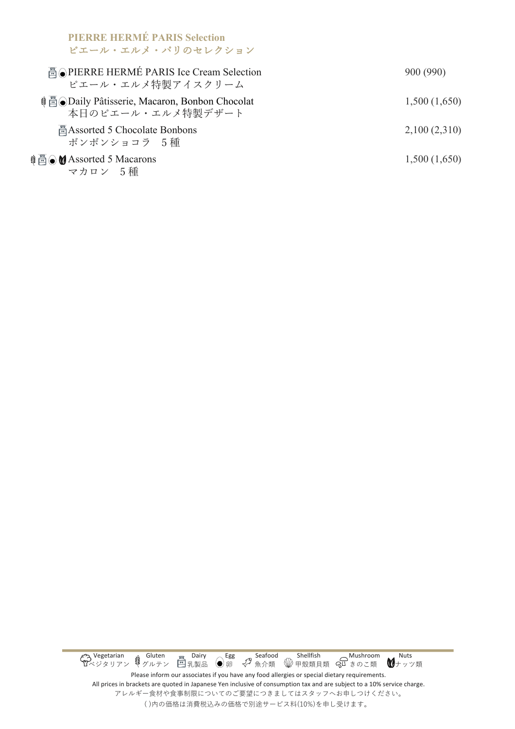## PIERRE HERMÉ PARIS Selection
## ピエール・エルメ・パリのセレクション

| | |
|---|---|
| PIERRE HERMÉ PARIS Ice Cream Selection<br>ピエール・エルメ特製アイスクリーム | 900 (990) |
| Daily Pâtisserie, Macaron, Bonbon Chocolat<br>本日のピエール・エルメ特製デザート | 1,500 (1,650) |
| Assorted 5 Chocolate Bonbons<br>ボンボンショコラ　5種 | 2,100 (2,310) |
| Assorted 5 Macarons<br>マカロン　5種 | 1,500 (1,650) |

Vegetarian ベジタリアン　Gluten グルテン　Dairy 乳製品　Egg 卵　Seafood 魚介類　Shellfish 甲殻類貝類　Mushroom きのこ類　Nuts ナッツ類

Please inform our associates if you have any food allergies or special dietary requirements.
All prices in brackets are quoted in Japanese Yen inclusive of consumption tax and are subject to a 10% service charge.
アレルギー食材や食事制限についてのご要望につきましてはスタッフへお申しつけください。
( )内の価格は消費税込みの価格で別途サービス料(10%)を申し受けます。